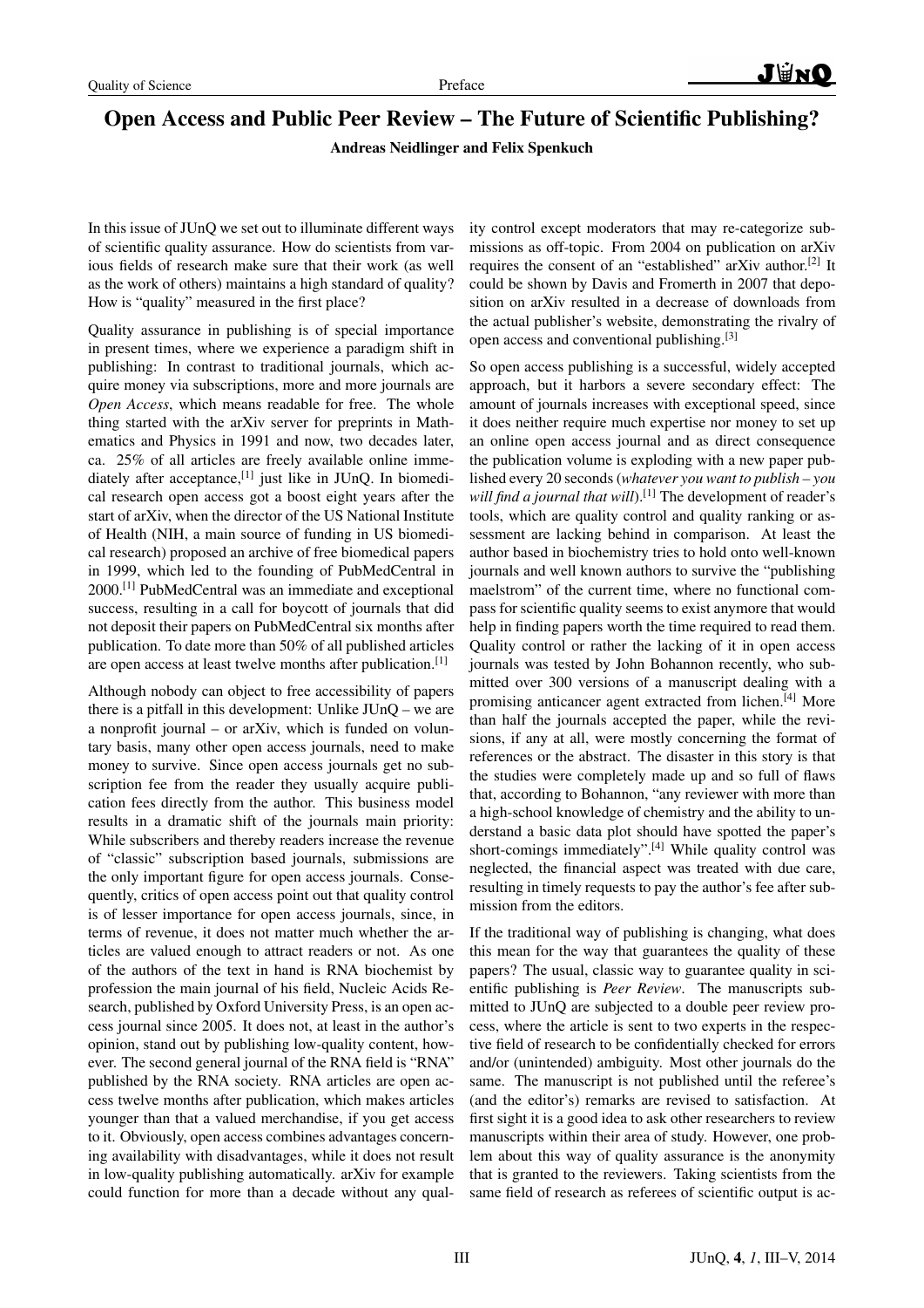# Open Access and Public Peer Review – The Future of Scientific Publishing?

**Andreas Neidlinger and Felix Spenkuch**

In this issue of JUnQ we set out to illuminate different ways of scientific quality assurance. How do scientists from various fields of research make sure that their work (as well as the work of others) maintains a high standard of quality? How is "quality" measured in the first place?

Quality assurance in publishing is of special importance in present times, where we experience a paradigm shift in publishing: In contrast to traditional journals, which acquire money via subscriptions, more and more journals are *Open Access*, which means readable for free. The whole thing started with the arXiv server for preprints in Mathematics and Physics in 1991 and now, two decades later, ca. 25% of all articles are freely available online immediately after acceptance,[1] just like in JUnQ. In biomedical research open access got a boost eight years after the start of arXiv, when the director of the US National Institute of Health (NIH, a main source of funding in US biomedical research) proposed an archive of free biomedical papers in 1999, which led to the founding of PubMedCentral in 2000.[1] PubMedCentral was an immediate and exceptional success, resulting in a call for boycott of journals that did not deposit their papers on PubMedCentral six months after publication. To date more than 50% of all published articles are open access at least twelve months after publication.[1]

Although nobody can object to free accessibility of papers there is a pitfall in this development: Unlike JUnQ – we are a nonprofit journal – or arXiv, which is funded on voluntary basis, many other open access journals, need to make money to survive. Since open access journals get no subscription fee from the reader they usually acquire publication fees directly from the author. This business model results in a dramatic shift of the journals main priority: While subscribers and thereby readers increase the revenue of "classic" subscription based journals, submissions are the only important figure for open access journals. Consequently, critics of open access point out that quality control is of lesser importance for open access journals, since, in terms of revenue, it does not matter much whether the articles are valued enough to attract readers or not. As one of the authors of the text in hand is RNA biochemist by profession the main journal of his field, Nucleic Acids Research, published by Oxford University Press, is an open access journal since 2005. It does not, at least in the author's opinion, stand out by publishing low-quality content, however. The second general journal of the RNA field is "RNA" published by the RNA society. RNA articles are open access twelve months after publication, which makes articles younger than that a valued merchandise, if you get access to it. Obviously, open access combines advantages concerning availability with disadvantages, while it does not result in low-quality publishing automatically. arXiv for example could function for more than a decade without any quality control except moderators that may re-categorize submissions as off-topic. From 2004 on publication on arXiv requires the consent of an "established" arXiv author.[2] It could be shown by Davis and Fromerth in 2007 that deposition on arXiv resulted in a decrease of downloads from the actual publisher's website, demonstrating the rivalry of open access and conventional publishing.[3]

So open access publishing is a successful, widely accepted approach, but it harbors a severe secondary effect: The amount of journals increases with exceptional speed, since it does neither require much expertise nor money to set up an online open access journal and as direct consequence the publication volume is exploding with a new paper published every 20 seconds (*whatever you want to publish – you will find a journal that will*).[1] The development of reader's tools, which are quality control and quality ranking or assessment are lacking behind in comparison. At least the author based in biochemistry tries to hold onto well-known journals and well known authors to survive the "publishing maelstrom" of the current time, where no functional compass for scientific quality seems to exist anymore that would help in finding papers worth the time required to read them. Quality control or rather the lacking of it in open access journals was tested by John Bohannon recently, who submitted over 300 versions of a manuscript dealing with a promising anticancer agent extracted from lichen.[4] More than half the journals accepted the paper, while the revisions, if any at all, were mostly concerning the format of references or the abstract. The disaster in this story is that the studies were completely made up and so full of flaws that, according to Bohannon, "any reviewer with more than a high-school knowledge of chemistry and the ability to understand a basic data plot should have spotted the paper's short-comings immediately".[4] While quality control was neglected, the financial aspect was treated with due care, resulting in timely requests to pay the author's fee after submission from the editors.

If the traditional way of publishing is changing, what does this mean for the way that guarantees the quality of these papers? The usual, classic way to guarantee quality in scientific publishing is *Peer Review*. The manuscripts submitted to JUnQ are subjected to a double peer review process, where the article is sent to two experts in the respective field of research to be confidentially checked for errors and/or (unintended) ambiguity. Most other journals do the same. The manuscript is not published until the referee's (and the editor's) remarks are revised to satisfaction. At first sight it is a good idea to ask other researchers to review manuscripts within their area of study. However, one problem about this way of quality assurance is the anonymity that is granted to the reviewers. Taking scientists from the same field of research as referees of scientific output is ac-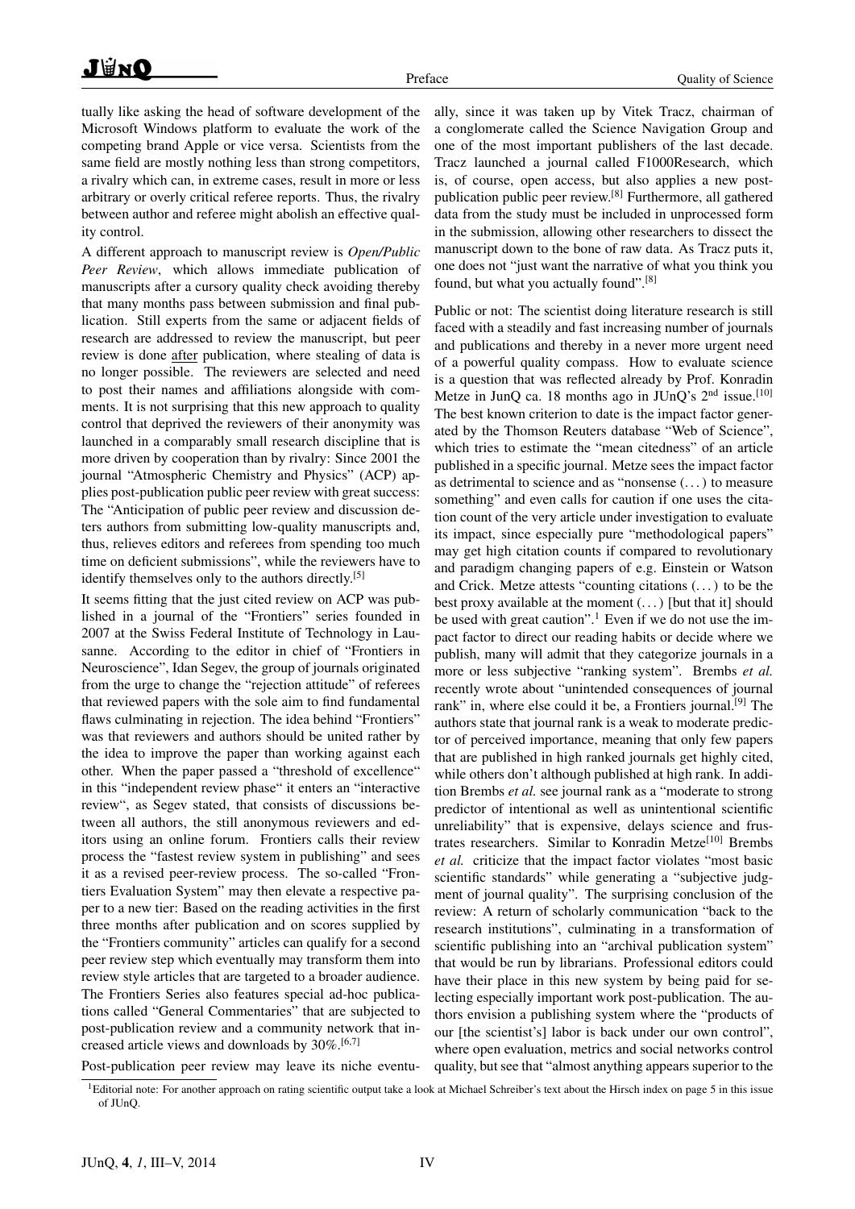tually like asking the head of software development of the Microsoft Windows platform to evaluate the work of the competing brand Apple or vice versa. Scientists from the same field are mostly nothing less than strong competitors, a rivalry which can, in extreme cases, result in more or less arbitrary or overly critical referee reports. Thus, the rivalry between author and referee might abolish an effective quality control.

A different approach to manuscript review is *Open/Public Peer Review*, which allows immediate publication of manuscripts after a cursory quality check avoiding thereby that many months pass between submission and final publication. Still experts from the same or adjacent fields of research are addressed to review the manuscript, but peer review is done after publication, where stealing of data is no longer possible. The reviewers are selected and need to post their names and affiliations alongside with comments. It is not surprising that this new approach to quality control that deprived the reviewers of their anonymity was launched in a comparably small research discipline that is more driven by cooperation than by rivalry: Since 2001 the journal "Atmospheric Chemistry and Physics" (ACP) applies post-publication public peer review with great success: The "Anticipation of public peer review and discussion deters authors from submitting low-quality manuscripts and, thus, relieves editors and referees from spending too much time on deficient submissions", while the reviewers have to identify themselves only to the authors directly.[5]

It seems fitting that the just cited review on ACP was published in a journal of the "Frontiers" series founded in 2007 at the Swiss Federal Institute of Technology in Lausanne. According to the editor in chief of "Frontiers in Neuroscience", Idan Segev, the group of journals originated from the urge to change the "rejection attitude" of referees that reviewed papers with the sole aim to find fundamental flaws culminating in rejection. The idea behind "Frontiers" was that reviewers and authors should be united rather by the idea to improve the paper than working against each other. When the paper passed a "threshold of excellence" in this "independent review phase" it enters an "interactive review", as Segev stated, that consists of discussions between all authors, the still anonymous reviewers and editors using an online forum. Frontiers calls their review process the "fastest review system in publishing" and sees it as a revised peer-review process. The so-called "Frontiers Evaluation System" may then elevate a respective paper to a new tier: Based on the reading activities in the first three months after publication and on scores supplied by the "Frontiers community" articles can qualify for a second peer review step which eventually may transform them into review style articles that are targeted to a broader audience. The Frontiers Series also features special ad-hoc publications called "General Commentaries" that are subjected to post-publication review and a community network that increased article views and downloads by 30%.[6,7]

Post-publication peer review may leave its niche eventually, since it was taken up by Vitek Tracz, chairman of a conglomerate called the Science Navigation Group and one of the most important publishers of the last decade. Tracz launched a journal called F1000Research, which is, of course, open access, but also applies a new post-publication public peer review.[8] Furthermore, all gathered data from the study must be included in unprocessed form in the submission, allowing other researchers to dissect the manuscript down to the bone of raw data. As Tracz puts it, one does not "just want the narrative of what you think you found, but what you actually found".[8]

Public or not: The scientist doing literature research is still faced with a steadily and fast increasing number of journals and publications and thereby in a never more urgent need of a powerful quality compass. How to evaluate science is a question that was reflected already by Prof. Konradin Metze in JunQ ca. 18 months ago in JUnQ's 2nd issue.[10] The best known criterion to date is the impact factor generated by the Thomson Reuters database "Web of Science", which tries to estimate the "mean citedness" of an article published in a specific journal. Metze sees the impact factor as detrimental to science and as "nonsense (...) to measure something" and even calls for caution if one uses the citation count of the very article under investigation to evaluate its impact, since especially pure "methodological papers" may get high citation counts if compared to revolutionary and paradigm changing papers of e.g. Einstein or Watson and Crick. Metze attests "counting citations (...) to be the best proxy available at the moment (...) [but that it] should be used with great caution".[1] Even if we do not use the impact factor to direct our reading habits or decide where we publish, many will admit that they categorize journals in a more or less subjective "ranking system". Brembs *et al.* recently wrote about "unintended consequences of journal rank" in, where else could it be, a Frontiers journal.[9] The authors state that journal rank is a weak to moderate predictor of perceived importance, meaning that only few papers that are published in high ranked journals get highly cited, while others don't although published at high rank. In addition Brembs *et al.* see journal rank as a "moderate to strong predictor of intentional as well as unintentional scientific unreliability" that is expensive, delays science and frustrates researchers. Similar to Konradin Metze[10] Brembs *et al.* criticize that the impact factor violates "most basic scientific standards" while generating a "subjective judgment of journal quality". The surprising conclusion of the review: A return of scholarly communication "back to the research institutions", culminating in a transformation of scientific publishing into an "archival publication system" that would be run by librarians. Professional editors could have their place in this new system by being paid for selecting especially important work post-publication. The authors envision a publishing system where the "products of our [the scientist's] labor is back under our own control", where open evaluation, metrics and social networks control quality, but see that "almost anything appears superior to the

[1] Editorial note: For another approach on rating scientific output take a look at Michael Schreiber's text about the Hirsch index on page 5 in this issue of JUnQ.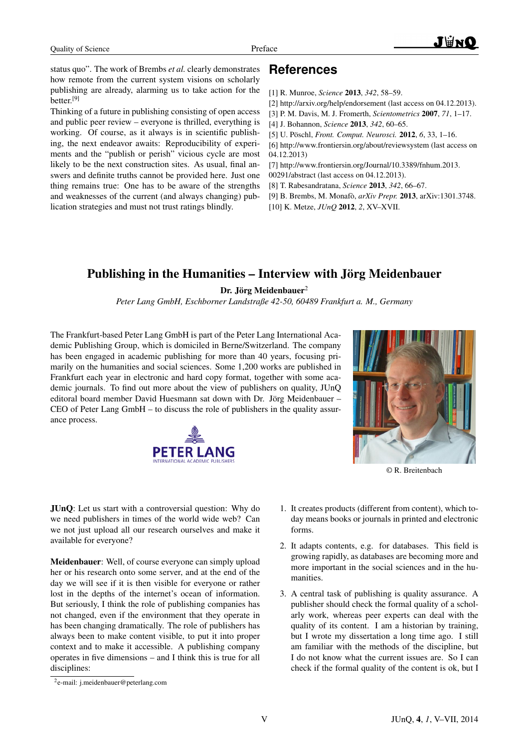status quo". The work of Brembs *et al.* clearly demonstrates how remote from the current system visions on scholarly publishing are already, alarming us to take action for the better.[9]

Thinking of a future in publishing consisting of open access and public peer review – everyone is thrilled, everything is working. Of course, as it always is in scientific publishing, the next endeavor awaits: Reproducibility of experiments and the "publish or perish" vicious cycle are most likely to be the next construction sites. As usual, final answers and definite truths cannot be provided here. Just one thing remains true: One has to be aware of the strengths and weaknesses of the current (and always changing) publication strategies and must not trust ratings blindly.

## References

[1] R. Munroe, *Science* **2013**, *342*, 58–59.
[2] http://arxiv.org/help/endorsement (last access on 04.12.2013).
[3] P. M. Davis, M. J. Fromerth, *Scientometrics* **2007**, *71*, 1–17.
[4] J. Bohannon, *Science* **2013**, *342*, 60–65.
[5] U. Pöschl, *Front. Comput. Neurosci.* **2012**, *6*, 33, 1–16.
[6] http://www.frontiersin.org/about/reviewsystem (last access on 04.12.2013)
[7] http://www.frontiersin.org/Journal/10.3389/fnhum.2013.00291/abstract (last access on 04.12.2013).
[8] T. Rabesandratana, *Science* **2013**, *342*, 66–67.
[9] B. Brembs, M. Monafò, *arXiv Prepr.* **2013**, arXiv:1301.3748.
[10] K. Metze, *JUnQ* **2012**, *2*, XV–XVII.

# Publishing in the Humanities – Interview with Jörg Meidenbauer

**Dr. Jörg Meidenbauer**[2]

*Peter Lang GmbH, Eschborner Landstraße 42-50, 60489 Frankfurt a. M., Germany*

The Frankfurt-based Peter Lang GmbH is part of the Peter Lang International Academic Publishing Group, which is domiciled in Berne/Switzerland. The company has been engaged in academic publishing for more than 40 years, focusing primarily on the humanities and social sciences. Some 1,200 works are published in Frankfurt each year in electronic and hard copy format, together with some academic journals. To find out more about the view of publishers on quality, JUnQ editoral board member David Huesmann sat down with Dr. Jörg Meidenbauer – CEO of Peter Lang GmbH – to discuss the role of publishers in the quality assurance process.

PETER LANG
INTERNATIONAL ACADEMIC PUBLISHERS

© R. Breitenbach

**JUnQ**: Let us start with a controversial question: Why do we need publishers in times of the world wide web? Can we not just upload all our research ourselves and make it available for everyone?

**Meidenbauer**: Well, of course everyone can simply upload her or his research onto some server, and at the end of the day we will see if it is then visible for everyone or rather lost in the depths of the internet's ocean of information. But seriously, I think the role of publishing companies has not changed, even if the environment that they operate in has been changing dramatically. The role of publishers has always been to make content visible, to put it into proper context and to make it accessible. A publishing company operates in five dimensions – and I think this is true for all disciplines:

1. It creates products (different from content), which today means books or journals in printed and electronic forms.
2. It adapts contents, e.g. for databases. This field is growing rapidly, as databases are becoming more and more important in the social sciences and in the humanities.
3. A central task of publishing is quality assurance. A publisher should check the formal quality of a scholarly work, whereas peer experts can deal with the quality of its content. I am a historian by training, but I wrote my dissertation a long time ago. I still am familiar with the methods of the discipline, but I do not know what the current issues are. So I can check if the formal quality of the content is ok, but I

[2] e-mail: j.meidenbauer@peterlang.com